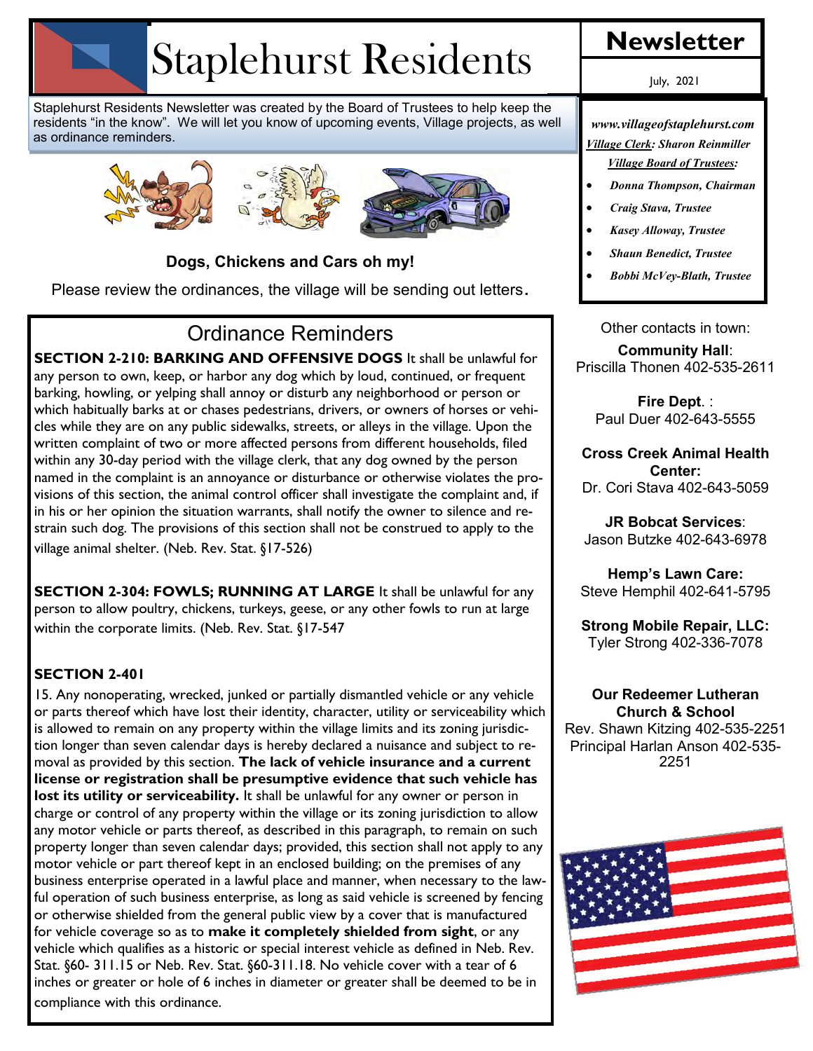# Staplehurst Residents

## Newsletter

July, 2021

Staplehurst Residents Newsletter was created by the Board of Trustees to help keep the residents "in the know". We will let you know of upcoming events, Village projects, as well as ordinance reminders.

**Dogs, Chickens and Cars oh my!**

Please review the ordinances, the village will be sending out letters.

## Ordinance Reminders

**SECTION 2-210: BARKING AND OFFENSIVE DOGS** It shall be unlawful for any person to own, keep, or harbor any dog which by loud, continued, or frequent barking, howling, or yelping shall annoy or disturb any neighborhood or person or which habitually barks at or chases pedestrians, drivers, or owners of horses or vehicles while they are on any public sidewalks, streets, or alleys in the village. Upon the written complaint of two or more affected persons from different households, filed within any 30-day period with the village clerk, that any dog owned by the person named in the complaint is an annoyance or disturbance or otherwise violates the provisions of this section, the animal control officer shall investigate the complaint and, if in his or her opinion the situation warrants, shall notify the owner to silence and restrain such dog. The provisions of this section shall not be construed to apply to the village animal shelter. (Neb. Rev. Stat. §17-526)

**SECTION 2-304: FOWLS; RUNNING AT LARGE** It shall be unlawful for any person to allow poultry, chickens, turkeys, geese, or any other fowls to run at large within the corporate limits. (Neb. Rev. Stat. §17-547

**SECTION 2-401**

15. Any nonoperating, wrecked, junked or partially dismantled vehicle or any vehicle or parts thereof which have lost their identity, character, utility or serviceability which is allowed to remain on any property within the village limits and its zoning jurisdiction longer than seven calendar days is hereby declared a nuisance and subject to removal as provided by this section. **The lack of vehicle insurance and a current license or registration shall be presumptive evidence that such vehicle has lost its utility or serviceability.** It shall be unlawful for any owner or person in charge or control of any property within the village or its zoning jurisdiction to allow any motor vehicle or parts thereof, as described in this paragraph, to remain on such property longer than seven calendar days; provided, this section shall not apply to any motor vehicle or part thereof kept in an enclosed building; on the premises of any business enterprise operated in a lawful place and manner, when necessary to the lawful operation of such business enterprise, as long as said vehicle is screened by fencing or otherwise shielded from the general public view by a cover that is manufactured for vehicle coverage so as to **make it completely shielded from sight**, or any vehicle which qualifies as a historic or special interest vehicle as defined in Neb. Rev. Stat. §60- 311.15 or Neb. Rev. Stat. §60-311.18. No vehicle cover with a tear of 6 inches or greater or hole of 6 inches in diameter or greater shall be deemed to be in compliance with this ordinance.

***www.villageofstaplehurst.com***

***Village Clerk: Sharon Reinmiller***

***Village Board of Trustees:***

- *Donna Thompson, Chairman*
- *Craig Stava, Trustee*
- *Kasey Alloway, Trustee*
- *Shaun Benedict, Trustee*
- *Bobbi McVey-Blath, Trustee*

Other contacts in town:

**Community Hall**: Priscilla Thonen 402-535-2611

**Fire Dept.** : Paul Duer 402-643-5555

**Cross Creek Animal Health Center:** Dr. Cori Stava 402-643-5059

**JR Bobcat Services**: Jason Butzke 402-643-6978

**Hemp's Lawn Care:** Steve Hemphil 402-641-5795

**Strong Mobile Repair, LLC:** Tyler Strong 402-336-7078

**Our Redeemer Lutheran Church & School**
Rev. Shawn Kitzing 402-535-2251
Principal Harlan Anson 402-535-2251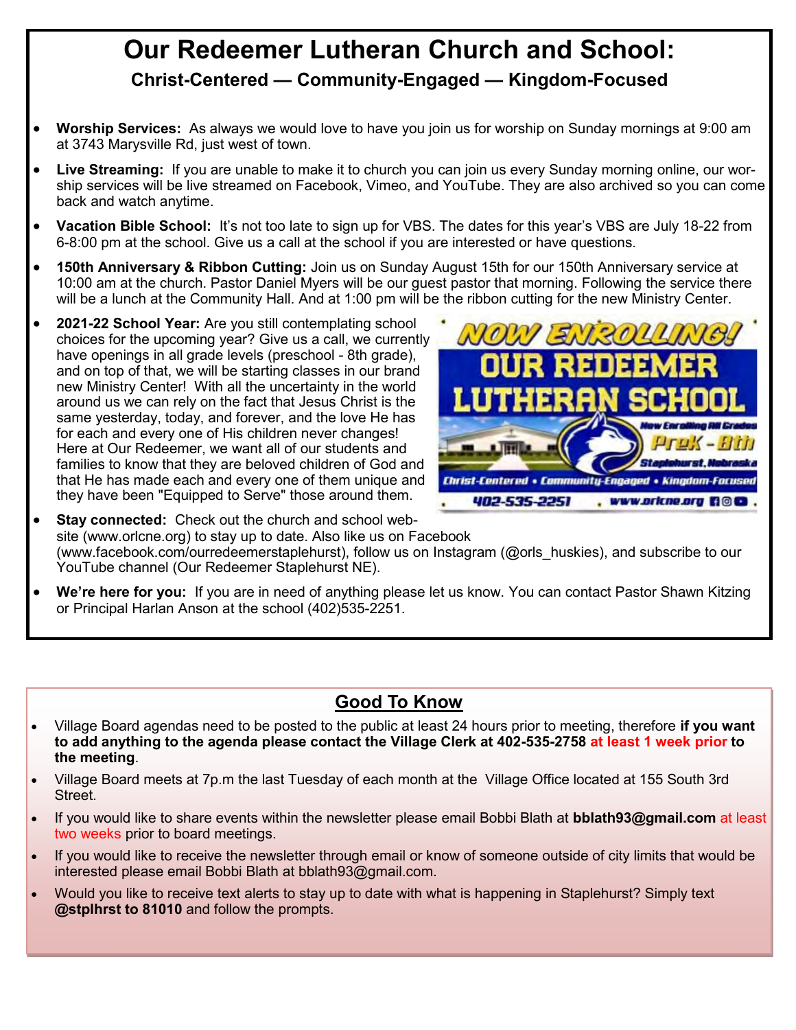# Our Redeemer Lutheran Church and School:

### Christ-Centered — Community-Engaged — Kingdom-Focused

- **Worship Services:** As always we would love to have you join us for worship on Sunday mornings at 9:00 am at 3743 Marysville Rd, just west of town.
- **Live Streaming:** If you are unable to make it to church you can join us every Sunday morning online, our worship services will be live streamed on Facebook, Vimeo, and YouTube. They are also archived so you can come back and watch anytime.
- **Vacation Bible School:** It's not too late to sign up for VBS. The dates for this year's VBS are July 18-22 from 6-8:00 pm at the school. Give us a call at the school if you are interested or have questions.
- **150th Anniversary & Ribbon Cutting:** Join us on Sunday August 15th for our 150th Anniversary service at 10:00 am at the church. Pastor Daniel Myers will be our guest pastor that morning. Following the service there will be a lunch at the Community Hall. And at 1:00 pm will be the ribbon cutting for the new Ministry Center.
- **2021-22 School Year:** Are you still contemplating school choices for the upcoming year? Give us a call, we currently have openings in all grade levels (preschool - 8th grade), and on top of that, we will be starting classes in our brand new Ministry Center! With all the uncertainty in the world around us we can rely on the fact that Jesus Christ is the same yesterday, today, and forever, and the love He has for each and every one of His children never changes! Here at Our Redeemer, we want all of our students and families to know that they are beloved children of God and that He has made each and every one of them unique and they have been "Equipped to Serve" those around them.

NOW ENROLLING!
OUR REDEEMER LUTHERAN SCHOOL
Now Enrolling All Grades
PreK - 8th
Staplehurst, Nebraska
Christ-Centered • Community-Engaged • Kingdom-Focused
402-535-2251 www.orlcne.org

- **Stay connected:** Check out the church and school website (www.orlcne.org) to stay up to date. Also like us on Facebook (www.facebook.com/ourredeemerstaplehurst), follow us on Instagram (@orls_huskies), and subscribe to our YouTube channel (Our Redeemer Staplehurst NE).
- **We're here for you:** If you are in need of anything please let us know. You can contact Pastor Shawn Kitzing or Principal Harlan Anson at the school (402)535-2251.

## Good To Know

- Village Board agendas need to be posted to the public at least 24 hours prior to meeting, therefore **if you want to add anything to the agenda please contact the Village Clerk at 402-535-2758 at least 1 week prior to the meeting**.
- Village Board meets at 7p.m the last Tuesday of each month at the Village Office located at 155 South 3rd Street.
- If you would like to share events within the newsletter please email Bobbi Blath at **bblath93@gmail.com** at least two weeks prior to board meetings.
- If you would like to receive the newsletter through email or know of someone outside of city limits that would be interested please email Bobbi Blath at bblath93@gmail.com.
- Would you like to receive text alerts to stay up to date with what is happening in Staplehurst? Simply text **@stplhrst to 81010** and follow the prompts.